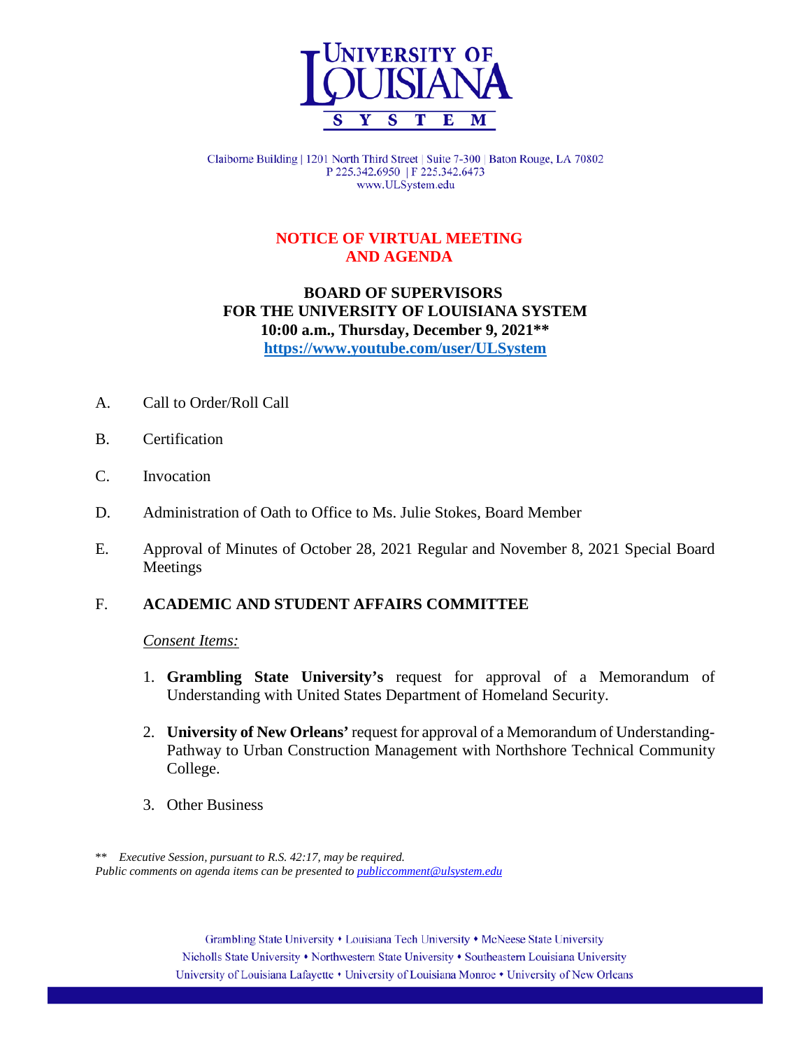UNIVERSITY OF LOUISIANA SYSTEM

Claiborne Building | 1201 North Third Street | Suite 7-300 | Baton Rouge, LA 70802
P 225.342.6950 | F 225.342.6473
www.ULSystem.edu

# NOTICE OF VIRTUAL MEETING AND AGENDA

## BOARD OF SUPERVISORS FOR THE UNIVERSITY OF LOUISIANA SYSTEM

**10:00 a.m., Thursday, December 9, 2021****

**https://www.youtube.com/user/ULSystem**

A. Call to Order/Roll Call

B. Certification

C. Invocation

D. Administration of Oath to Office to Ms. Julie Stokes, Board Member

E. Approval of Minutes of October 28, 2021 Regular and November 8, 2021 Special Board Meetings

F. **ACADEMIC AND STUDENT AFFAIRS COMMITTEE**

*Consent Items:*

1. **Grambling State University's** request for approval of a Memorandum of Understanding with United States Department of Homeland Security.

2. **University of New Orleans'** request for approval of a Memorandum of Understanding-Pathway to Urban Construction Management with Northshore Technical Community College.

3. Other Business

\*\* *Executive Session, pursuant to R.S. 42:17, may be required.*
*Public comments on agenda items can be presented to publiccomment@ulsystem.edu*

Grambling State University • Louisiana Tech University • McNeese State University
Nicholls State University • Northwestern State University • Southeastern Louisiana University
University of Louisiana Lafayette • University of Louisiana Monroe • University of New Orleans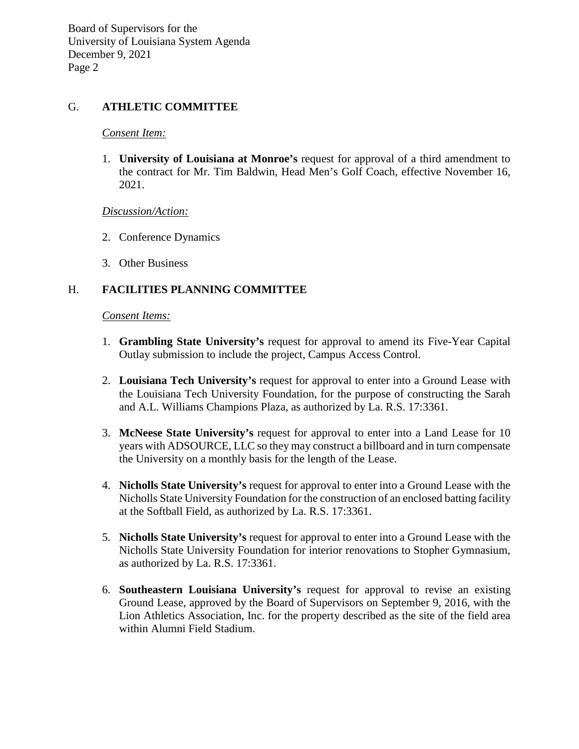## G. ATHLETIC COMMITTEE

*Consent Item:*

1. **University of Louisiana at Monroe's** request for approval of a third amendment to the contract for Mr. Tim Baldwin, Head Men's Golf Coach, effective November 16, 2021.

*Discussion/Action:*

2. Conference Dynamics

3. Other Business

## H. FACILITIES PLANNING COMMITTEE

*Consent Items:*

1. **Grambling State University's** request for approval to amend its Five-Year Capital Outlay submission to include the project, Campus Access Control.

2. **Louisiana Tech University's** request for approval to enter into a Ground Lease with the Louisiana Tech University Foundation, for the purpose of constructing the Sarah and A.L. Williams Champions Plaza, as authorized by La. R.S. 17:3361.

3. **McNeese State University's** request for approval to enter into a Land Lease for 10 years with ADSOURCE, LLC so they may construct a billboard and in turn compensate the University on a monthly basis for the length of the Lease.

4. **Nicholls State University's** request for approval to enter into a Ground Lease with the Nicholls State University Foundation for the construction of an enclosed batting facility at the Softball Field, as authorized by La. R.S. 17:3361.

5. **Nicholls State University's** request for approval to enter into a Ground Lease with the Nicholls State University Foundation for interior renovations to Stopher Gymnasium, as authorized by La. R.S. 17:3361.

6. **Southeastern Louisiana University's** request for approval to revise an existing Ground Lease, approved by the Board of Supervisors on September 9, 2016, with the Lion Athletics Association, Inc. for the property described as the site of the field area within Alumni Field Stadium.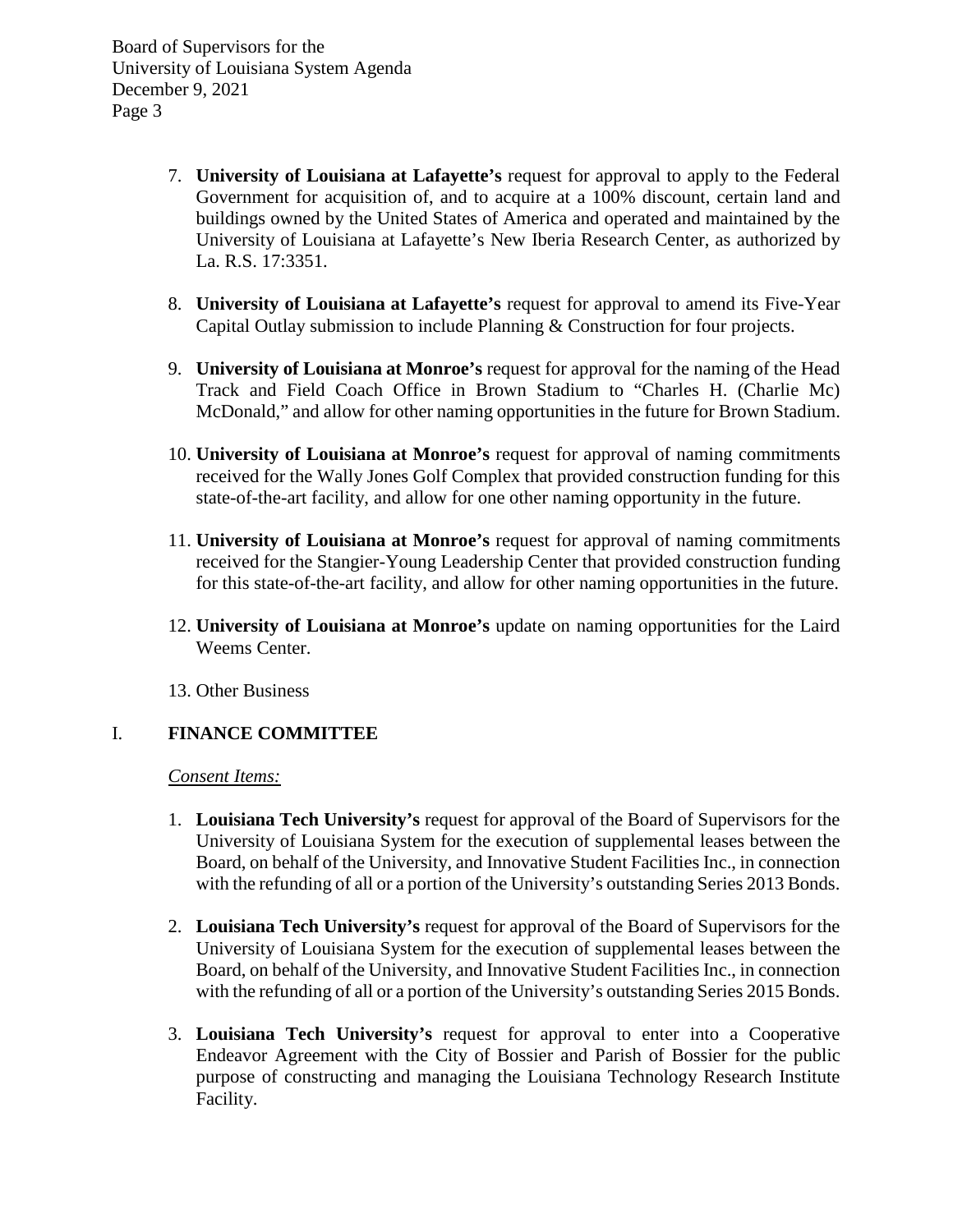7. **University of Louisiana at Lafayette's** request for approval to apply to the Federal Government for acquisition of, and to acquire at a 100% discount, certain land and buildings owned by the United States of America and operated and maintained by the University of Louisiana at Lafayette's New Iberia Research Center, as authorized by La. R.S. 17:3351.

8. **University of Louisiana at Lafayette's** request for approval to amend its Five-Year Capital Outlay submission to include Planning & Construction for four projects.

9. **University of Louisiana at Monroe's** request for approval for the naming of the Head Track and Field Coach Office in Brown Stadium to "Charles H. (Charlie Mc) McDonald," and allow for other naming opportunities in the future for Brown Stadium.

10. **University of Louisiana at Monroe's** request for approval of naming commitments received for the Wally Jones Golf Complex that provided construction funding for this state-of-the-art facility, and allow for one other naming opportunity in the future.

11. **University of Louisiana at Monroe's** request for approval of naming commitments received for the Stangier-Young Leadership Center that provided construction funding for this state-of-the-art facility, and allow for other naming opportunities in the future.

12. **University of Louisiana at Monroe's** update on naming opportunities for the Laird Weems Center.

13. Other Business

## I. FINANCE COMMITTEE

*Consent Items:*

1. **Louisiana Tech University's** request for approval of the Board of Supervisors for the University of Louisiana System for the execution of supplemental leases between the Board, on behalf of the University, and Innovative Student Facilities Inc., in connection with the refunding of all or a portion of the University's outstanding Series 2013 Bonds.

2. **Louisiana Tech University's** request for approval of the Board of Supervisors for the University of Louisiana System for the execution of supplemental leases between the Board, on behalf of the University, and Innovative Student Facilities Inc., in connection with the refunding of all or a portion of the University's outstanding Series 2015 Bonds.

3. **Louisiana Tech University's** request for approval to enter into a Cooperative Endeavor Agreement with the City of Bossier and Parish of Bossier for the public purpose of constructing and managing the Louisiana Technology Research Institute Facility.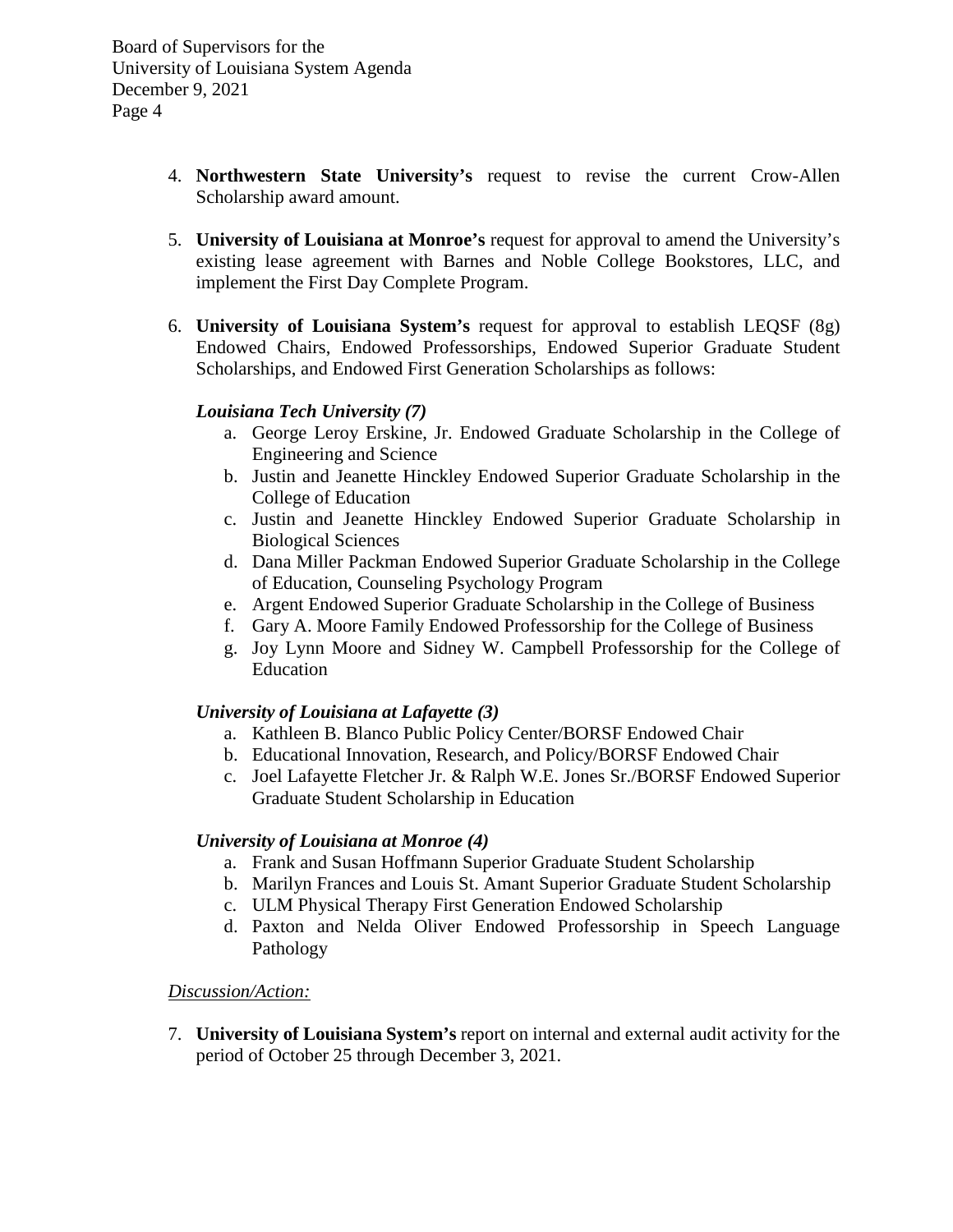4. **Northwestern State University's** request to revise the current Crow-Allen Scholarship award amount.

5. **University of Louisiana at Monroe's** request for approval to amend the University's existing lease agreement with Barnes and Noble College Bookstores, LLC, and implement the First Day Complete Program.

6. **University of Louisiana System's** request for approval to establish LEQSF (8g) Endowed Chairs, Endowed Professorships, Endowed Superior Graduate Student Scholarships, and Endowed First Generation Scholarships as follows:

   ***Louisiana Tech University (7)***

   a. George Leroy Erskine, Jr. Endowed Graduate Scholarship in the College of Engineering and Science
   b. Justin and Jeanette Hinckley Endowed Superior Graduate Scholarship in the College of Education
   c. Justin and Jeanette Hinckley Endowed Superior Graduate Scholarship in Biological Sciences
   d. Dana Miller Packman Endowed Superior Graduate Scholarship in the College of Education, Counseling Psychology Program
   e. Argent Endowed Superior Graduate Scholarship in the College of Business
   f. Gary A. Moore Family Endowed Professorship for the College of Business
   g. Joy Lynn Moore and Sidney W. Campbell Professorship for the College of Education

   ***University of Louisiana at Lafayette (3)***

   a. Kathleen B. Blanco Public Policy Center/BORSF Endowed Chair
   b. Educational Innovation, Research, and Policy/BORSF Endowed Chair
   c. Joel Lafayette Fletcher Jr. & Ralph W.E. Jones Sr./BORSF Endowed Superior Graduate Student Scholarship in Education

   ***University of Louisiana at Monroe (4)***

   a. Frank and Susan Hoffmann Superior Graduate Student Scholarship
   b. Marilyn Frances and Louis St. Amant Superior Graduate Student Scholarship
   c. ULM Physical Therapy First Generation Endowed Scholarship
   d. Paxton and Nelda Oliver Endowed Professorship in Speech Language Pathology

<u>*Discussion/Action:*</u>

7. **University of Louisiana System's** report on internal and external audit activity for the period of October 25 through December 3, 2021.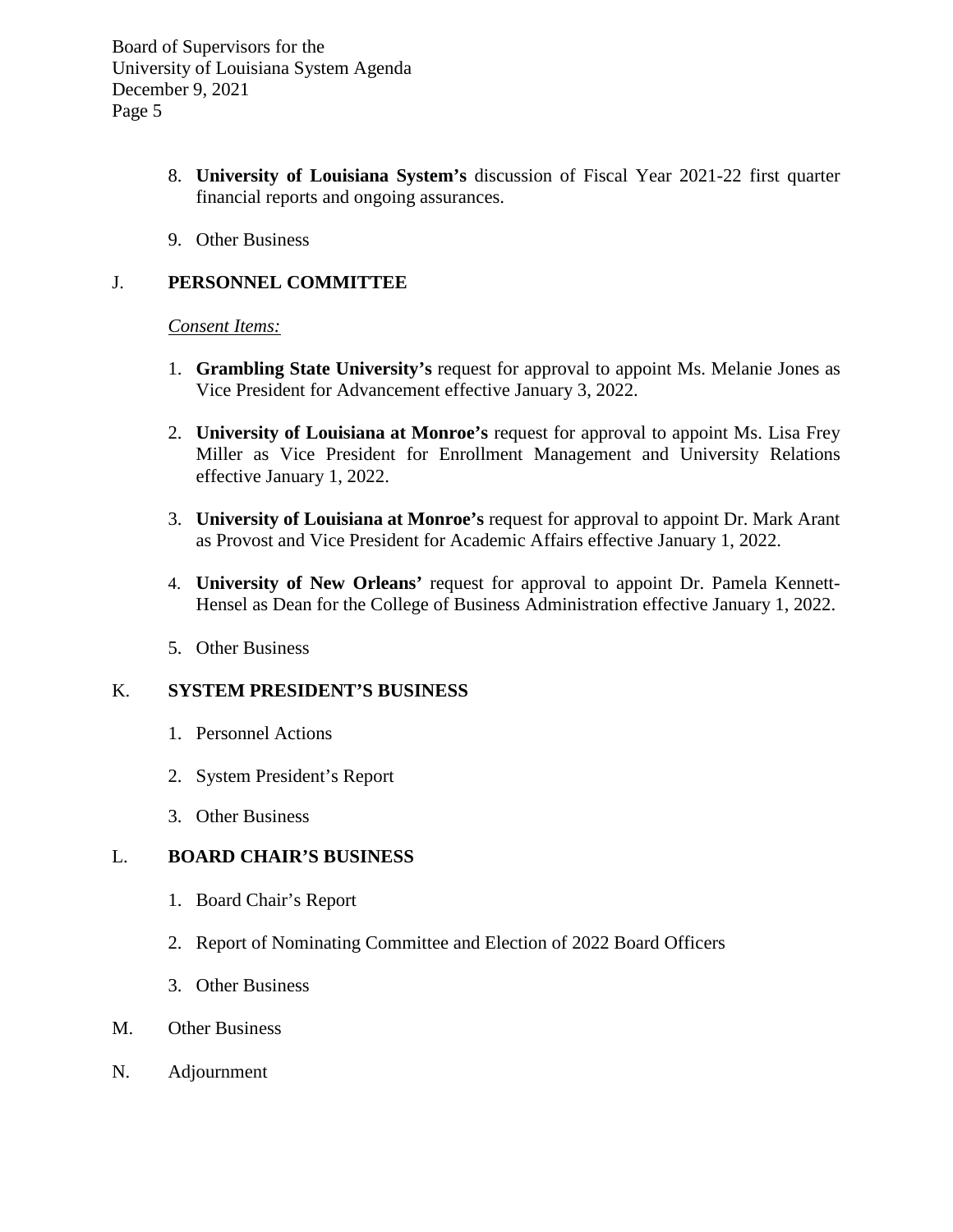8. **University of Louisiana System's** discussion of Fiscal Year 2021-22 first quarter financial reports and ongoing assurances.

9. Other Business

J. **PERSONNEL COMMITTEE**

*Consent Items:*

1. **Grambling State University's** request for approval to appoint Ms. Melanie Jones as Vice President for Advancement effective January 3, 2022.

2. **University of Louisiana at Monroe's** request for approval to appoint Ms. Lisa Frey Miller as Vice President for Enrollment Management and University Relations effective January 1, 2022.

3. **University of Louisiana at Monroe's** request for approval to appoint Dr. Mark Arant as Provost and Vice President for Academic Affairs effective January 1, 2022.

4. **University of New Orleans'** request for approval to appoint Dr. Pamela Kennett-Hensel as Dean for the College of Business Administration effective January 1, 2022.

5. Other Business

K. **SYSTEM PRESIDENT'S BUSINESS**

1. Personnel Actions

2. System President's Report

3. Other Business

L. **BOARD CHAIR'S BUSINESS**

1. Board Chair's Report

2. Report of Nominating Committee and Election of 2022 Board Officers

3. Other Business

M. Other Business

N. Adjournment